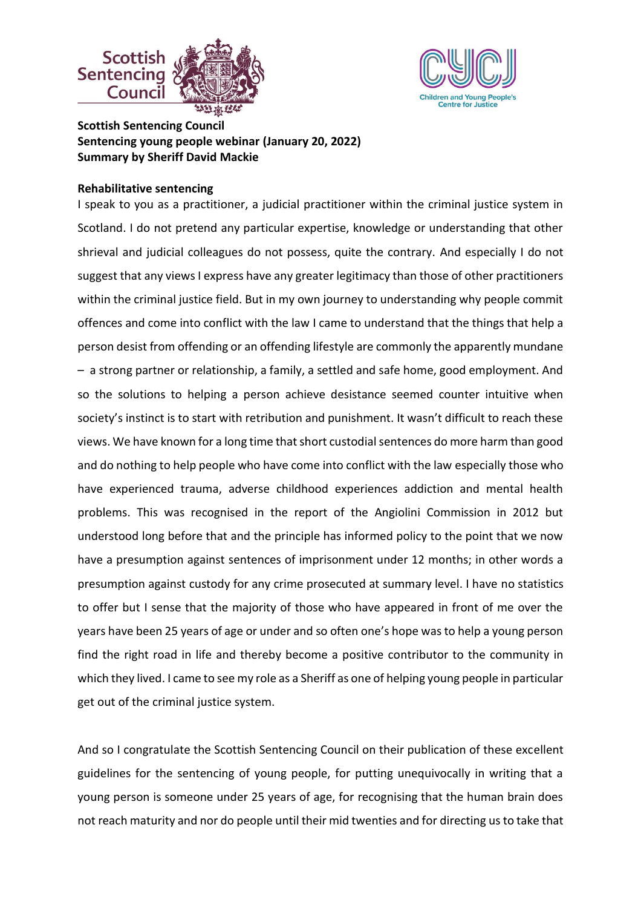**Scottish Sentencing Council**
**Sentencing young people webinar (January 20, 2022)**
**Summary by Sheriff David Mackie**

**Rehabilitative sentencing**

I speak to you as a practitioner, a judicial practitioner within the criminal justice system in Scotland. I do not pretend any particular expertise, knowledge or understanding that other shrieval and judicial colleagues do not possess, quite the contrary. And especially I do not suggest that any views I express have any greater legitimacy than those of other practitioners within the criminal justice field. But in my own journey to understanding why people commit offences and come into conflict with the law I came to understand that the things that help a person desist from offending or an offending lifestyle are commonly the apparently mundane – a strong partner or relationship, a family, a settled and safe home, good employment. And so the solutions to helping a person achieve desistance seemed counter intuitive when society's instinct is to start with retribution and punishment. It wasn't difficult to reach these views. We have known for a long time that short custodial sentences do more harm than good and do nothing to help people who have come into conflict with the law especially those who have experienced trauma, adverse childhood experiences addiction and mental health problems. This was recognised in the report of the Angiolini Commission in 2012 but understood long before that and the principle has informed policy to the point that we now have a presumption against sentences of imprisonment under 12 months; in other words a presumption against custody for any crime prosecuted at summary level. I have no statistics to offer but I sense that the majority of those who have appeared in front of me over the years have been 25 years of age or under and so often one's hope was to help a young person find the right road in life and thereby become a positive contributor to the community in which they lived. I came to see my role as a Sheriff as one of helping young people in particular get out of the criminal justice system.

And so I congratulate the Scottish Sentencing Council on their publication of these excellent guidelines for the sentencing of young people, for putting unequivocally in writing that a young person is someone under 25 years of age, for recognising that the human brain does not reach maturity and nor do people until their mid twenties and for directing us to take that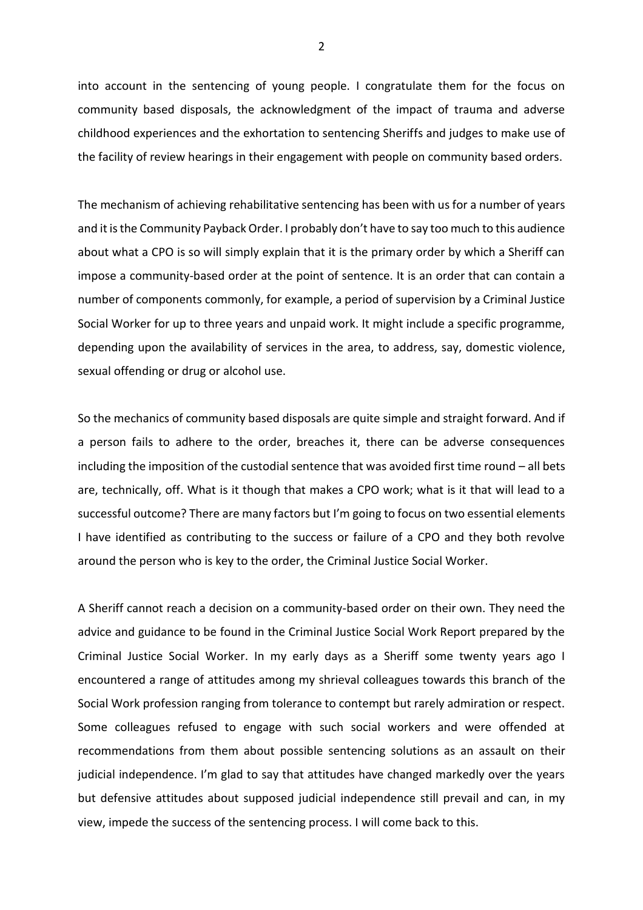into account in the sentencing of young people. I congratulate them for the focus on community based disposals, the acknowledgment of the impact of trauma and adverse childhood experiences and the exhortation to sentencing Sheriffs and judges to make use of the facility of review hearings in their engagement with people on community based orders.

The mechanism of achieving rehabilitative sentencing has been with us for a number of years and it is the Community Payback Order. I probably don't have to say too much to this audience about what a CPO is so will simply explain that it is the primary order by which a Sheriff can impose a community-based order at the point of sentence. It is an order that can contain a number of components commonly, for example, a period of supervision by a Criminal Justice Social Worker for up to three years and unpaid work. It might include a specific programme, depending upon the availability of services in the area, to address, say, domestic violence, sexual offending or drug or alcohol use.

So the mechanics of community based disposals are quite simple and straight forward. And if a person fails to adhere to the order, breaches it, there can be adverse consequences including the imposition of the custodial sentence that was avoided first time round – all bets are, technically, off. What is it though that makes a CPO work; what is it that will lead to a successful outcome? There are many factors but I'm going to focus on two essential elements I have identified as contributing to the success or failure of a CPO and they both revolve around the person who is key to the order, the Criminal Justice Social Worker.

A Sheriff cannot reach a decision on a community-based order on their own. They need the advice and guidance to be found in the Criminal Justice Social Work Report prepared by the Criminal Justice Social Worker. In my early days as a Sheriff some twenty years ago I encountered a range of attitudes among my shrieval colleagues towards this branch of the Social Work profession ranging from tolerance to contempt but rarely admiration or respect. Some colleagues refused to engage with such social workers and were offended at recommendations from them about possible sentencing solutions as an assault on their judicial independence. I'm glad to say that attitudes have changed markedly over the years but defensive attitudes about supposed judicial independence still prevail and can, in my view, impede the success of the sentencing process. I will come back to this.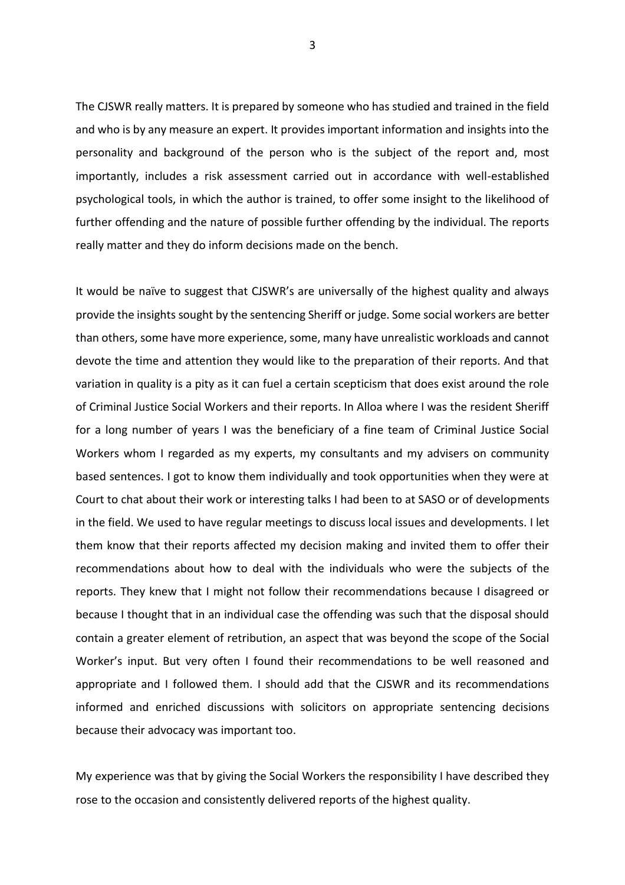The CJSWR really matters. It is prepared by someone who has studied and trained in the field and who is by any measure an expert. It provides important information and insights into the personality and background of the person who is the subject of the report and, most importantly, includes a risk assessment carried out in accordance with well-established psychological tools, in which the author is trained, to offer some insight to the likelihood of further offending and the nature of possible further offending by the individual. The reports really matter and they do inform decisions made on the bench.

It would be naïve to suggest that CJSWR's are universally of the highest quality and always provide the insights sought by the sentencing Sheriff or judge. Some social workers are better than others, some have more experience, some, many have unrealistic workloads and cannot devote the time and attention they would like to the preparation of their reports. And that variation in quality is a pity as it can fuel a certain scepticism that does exist around the role of Criminal Justice Social Workers and their reports. In Alloa where I was the resident Sheriff for a long number of years I was the beneficiary of a fine team of Criminal Justice Social Workers whom I regarded as my experts, my consultants and my advisers on community based sentences. I got to know them individually and took opportunities when they were at Court to chat about their work or interesting talks I had been to at SASO or of developments in the field. We used to have regular meetings to discuss local issues and developments. I let them know that their reports affected my decision making and invited them to offer their recommendations about how to deal with the individuals who were the subjects of the reports. They knew that I might not follow their recommendations because I disagreed or because I thought that in an individual case the offending was such that the disposal should contain a greater element of retribution, an aspect that was beyond the scope of the Social Worker's input. But very often I found their recommendations to be well reasoned and appropriate and I followed them. I should add that the CJSWR and its recommendations informed and enriched discussions with solicitors on appropriate sentencing decisions because their advocacy was important too.

My experience was that by giving the Social Workers the responsibility I have described they rose to the occasion and consistently delivered reports of the highest quality.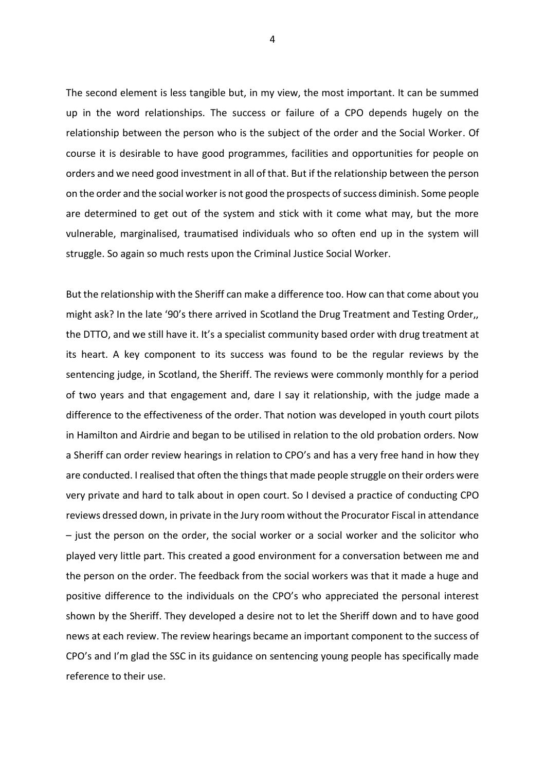The second element is less tangible but, in my view, the most important. It can be summed up in the word relationships. The success or failure of a CPO depends hugely on the relationship between the person who is the subject of the order and the Social Worker. Of course it is desirable to have good programmes, facilities and opportunities for people on orders and we need good investment in all of that. But if the relationship between the person on the order and the social worker is not good the prospects of success diminish. Some people are determined to get out of the system and stick with it come what may, but the more vulnerable, marginalised, traumatised individuals who so often end up in the system will struggle. So again so much rests upon the Criminal Justice Social Worker.

But the relationship with the Sheriff can make a difference too. How can that come about you might ask? In the late '90's there arrived in Scotland the Drug Treatment and Testing Order,, the DTTO, and we still have it. It's a specialist community based order with drug treatment at its heart. A key component to its success was found to be the regular reviews by the sentencing judge, in Scotland, the Sheriff. The reviews were commonly monthly for a period of two years and that engagement and, dare I say it relationship, with the judge made a difference to the effectiveness of the order. That notion was developed in youth court pilots in Hamilton and Airdrie and began to be utilised in relation to the old probation orders. Now a Sheriff can order review hearings in relation to CPO's and has a very free hand in how they are conducted. I realised that often the things that made people struggle on their orders were very private and hard to talk about in open court. So I devised a practice of conducting CPO reviews dressed down, in private in the Jury room without the Procurator Fiscal in attendance – just the person on the order, the social worker or a social worker and the solicitor who played very little part. This created a good environment for a conversation between me and the person on the order. The feedback from the social workers was that it made a huge and positive difference to the individuals on the CPO's who appreciated the personal interest shown by the Sheriff. They developed a desire not to let the Sheriff down and to have good news at each review. The review hearings became an important component to the success of CPO's and I'm glad the SSC in its guidance on sentencing young people has specifically made reference to their use.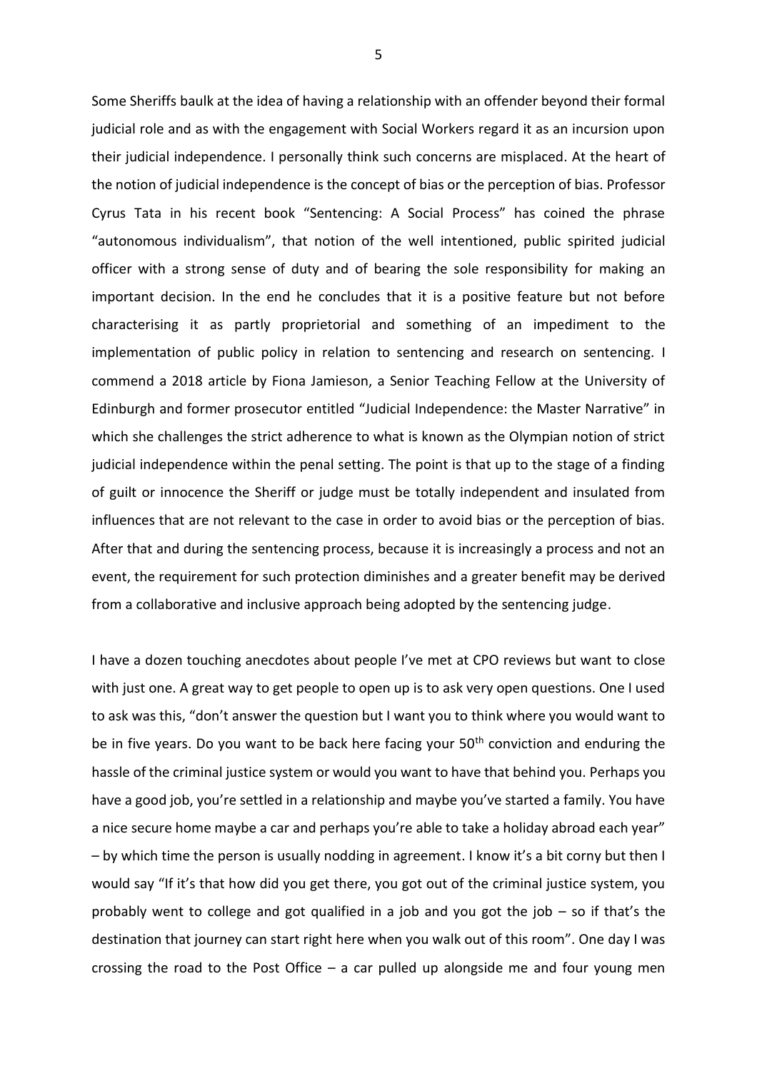Some Sheriffs baulk at the idea of having a relationship with an offender beyond their formal judicial role and as with the engagement with Social Workers regard it as an incursion upon their judicial independence. I personally think such concerns are misplaced. At the heart of the notion of judicial independence is the concept of bias or the perception of bias. Professor Cyrus Tata in his recent book "Sentencing: A Social Process" has coined the phrase "autonomous individualism", that notion of the well intentioned, public spirited judicial officer with a strong sense of duty and of bearing the sole responsibility for making an important decision. In the end he concludes that it is a positive feature but not before characterising it as partly proprietorial and something of an impediment to the implementation of public policy in relation to sentencing and research on sentencing. I commend a 2018 article by Fiona Jamieson, a Senior Teaching Fellow at the University of Edinburgh and former prosecutor entitled "Judicial Independence: the Master Narrative" in which she challenges the strict adherence to what is known as the Olympian notion of strict judicial independence within the penal setting. The point is that up to the stage of a finding of guilt or innocence the Sheriff or judge must be totally independent and insulated from influences that are not relevant to the case in order to avoid bias or the perception of bias. After that and during the sentencing process, because it is increasingly a process and not an event, the requirement for such protection diminishes and a greater benefit may be derived from a collaborative and inclusive approach being adopted by the sentencing judge.

I have a dozen touching anecdotes about people I've met at CPO reviews but want to close with just one. A great way to get people to open up is to ask very open questions. One I used to ask was this, "don't answer the question but I want you to think where you would want to be in five years. Do you want to be back here facing your 50th conviction and enduring the hassle of the criminal justice system or would you want to have that behind you. Perhaps you have a good job, you're settled in a relationship and maybe you've started a family. You have a nice secure home maybe a car and perhaps you're able to take a holiday abroad each year" – by which time the person is usually nodding in agreement. I know it's a bit corny but then I would say "If it's that how did you get there, you got out of the criminal justice system, you probably went to college and got qualified in a job and you got the job – so if that's the destination that journey can start right here when you walk out of this room". One day I was crossing the road to the Post Office – a car pulled up alongside me and four young men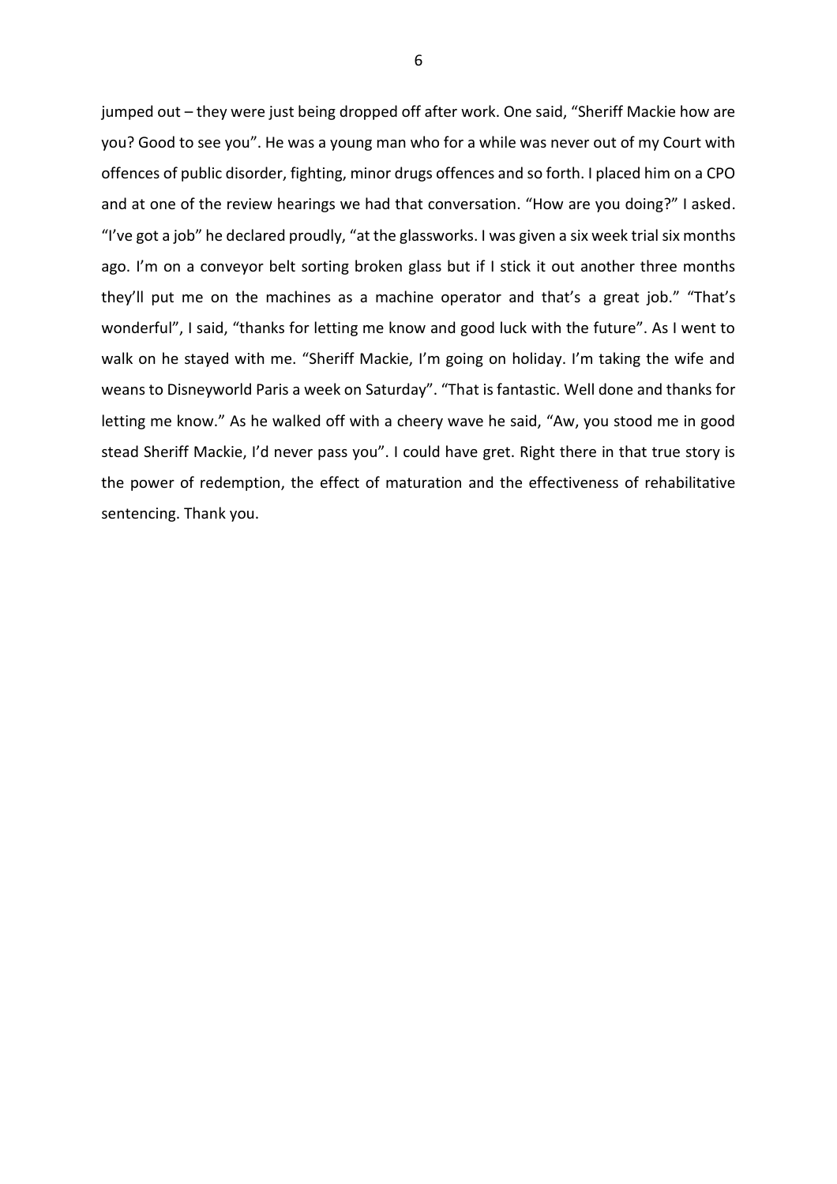jumped out – they were just being dropped off after work. One said, "Sheriff Mackie how are you? Good to see you". He was a young man who for a while was never out of my Court with offences of public disorder, fighting, minor drugs offences and so forth. I placed him on a CPO and at one of the review hearings we had that conversation. "How are you doing?" I asked. "I've got a job" he declared proudly, "at the glassworks. I was given a six week trial six months ago. I'm on a conveyor belt sorting broken glass but if I stick it out another three months they'll put me on the machines as a machine operator and that's a great job." "That's wonderful", I said, "thanks for letting me know and good luck with the future". As I went to walk on he stayed with me. "Sheriff Mackie, I'm going on holiday. I'm taking the wife and weans to Disneyworld Paris a week on Saturday". "That is fantastic. Well done and thanks for letting me know." As he walked off with a cheery wave he said, "Aw, you stood me in good stead Sheriff Mackie, I'd never pass you". I could have gret. Right there in that true story is the power of redemption, the effect of maturation and the effectiveness of rehabilitative sentencing. Thank you.